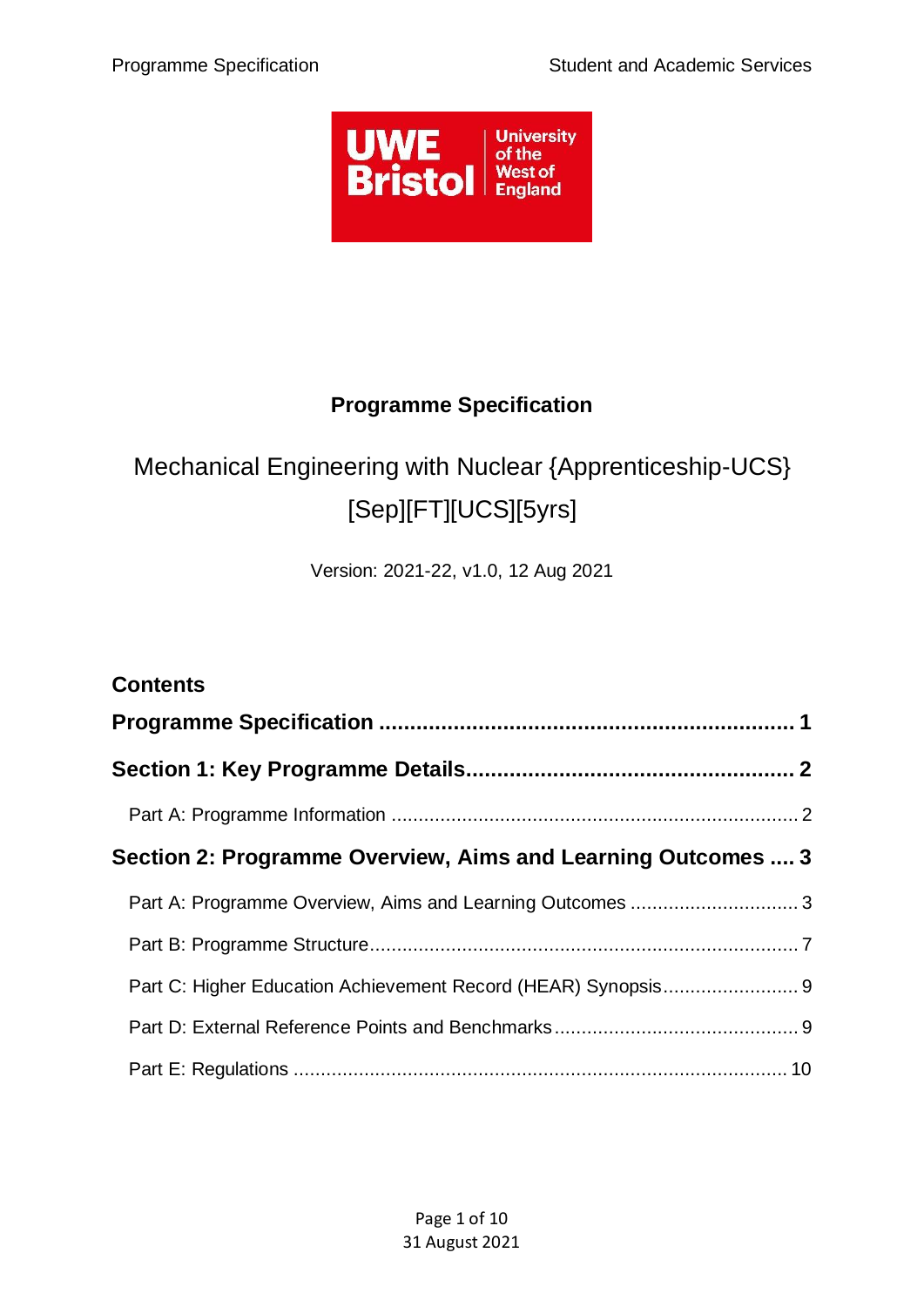# Programme Specification

Mechanical Engineering with Nuclear {Apprenticeship-UCS} [Sep][FT][UCS][5yrs]

Version: 2021-22, v1.0, 12 Aug 2021

## Contents

**Programme Specification .................................................................. 1**

**Section 1: Key Programme Details.................................................... 2**

Part A: Programme Information ............................................................................ 2

**Section 2: Programme Overview, Aims and Learning Outcomes .... 3**

Part A: Programme Overview, Aims and Learning Outcomes ............................... 3

Part B: Programme Structure................................................................................. 7

Part C: Higher Education Achievement Record (HEAR) Synopsis......................... 9

Part D: External Reference Points and Benchmarks............................................. 9

Part E: Regulations ............................................................................................ 10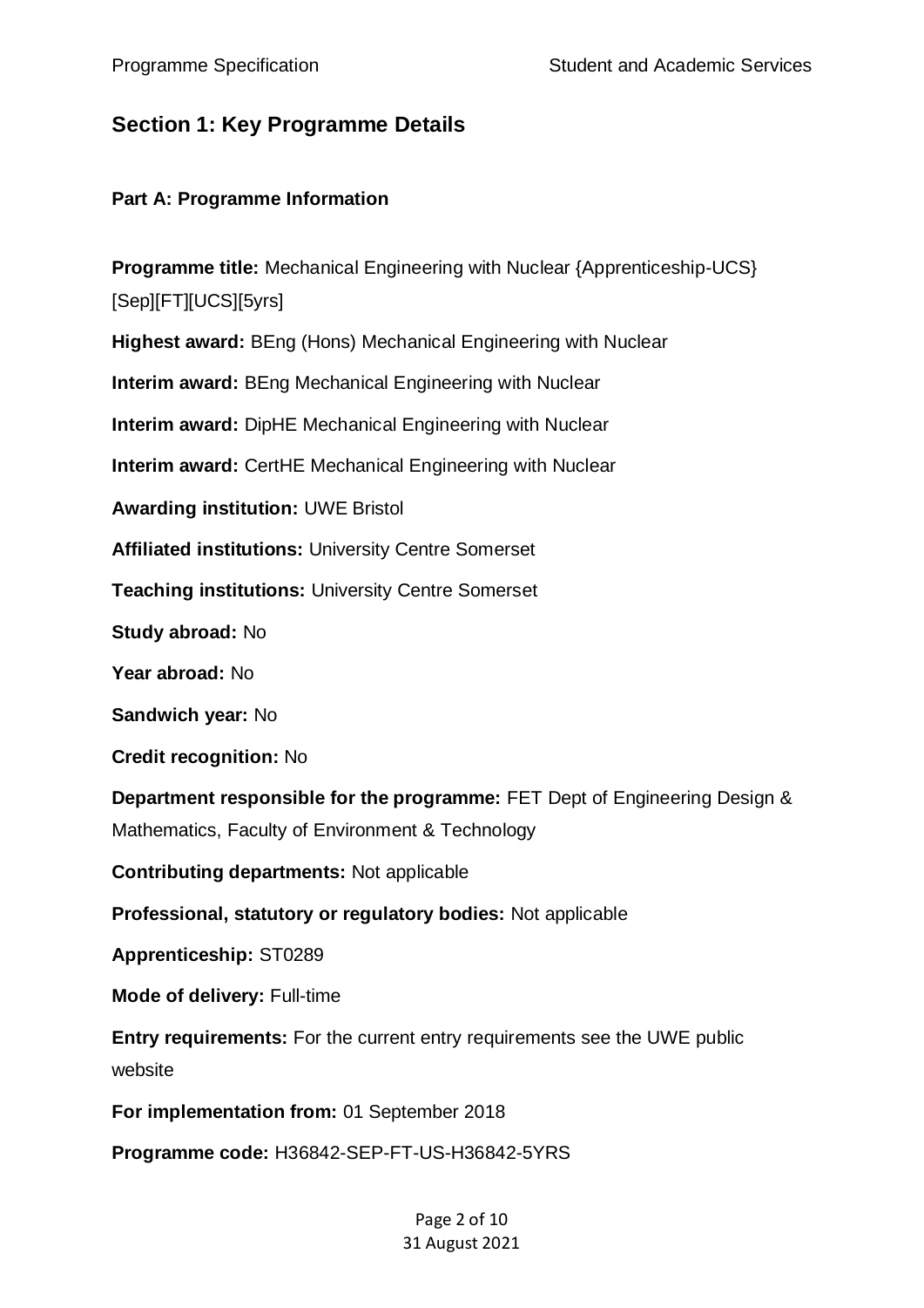## Section 1: Key Programme Details

### Part A: Programme Information

**Programme title:** Mechanical Engineering with Nuclear {Apprenticeship-UCS} [Sep][FT][UCS][5yrs]

**Highest award:** BEng (Hons) Mechanical Engineering with Nuclear

**Interim award:** BEng Mechanical Engineering with Nuclear

**Interim award:** DipHE Mechanical Engineering with Nuclear

**Interim award:** CertHE Mechanical Engineering with Nuclear

**Awarding institution:** UWE Bristol

**Affiliated institutions:** University Centre Somerset

**Teaching institutions:** University Centre Somerset

**Study abroad:** No

**Year abroad:** No

**Sandwich year:** No

**Credit recognition:** No

**Department responsible for the programme:** FET Dept of Engineering Design & Mathematics, Faculty of Environment & Technology

**Contributing departments:** Not applicable

**Professional, statutory or regulatory bodies:** Not applicable

**Apprenticeship:** ST0289

**Mode of delivery:** Full-time

**Entry requirements:** For the current entry requirements see the UWE public website

**For implementation from:** 01 September 2018

**Programme code:** H36842-SEP-FT-US-H36842-5YRS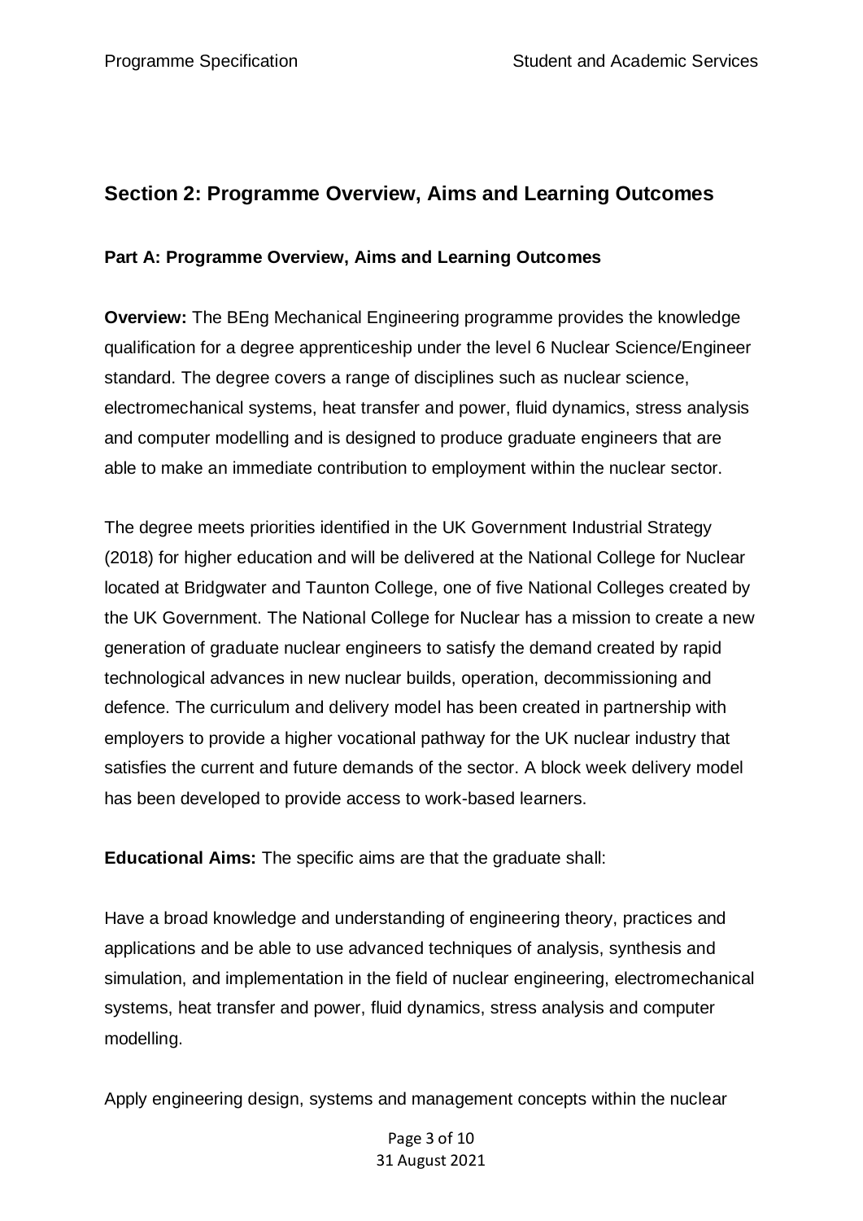## Section 2: Programme Overview, Aims and Learning Outcomes

### Part A: Programme Overview, Aims and Learning Outcomes

**Overview:** The BEng Mechanical Engineering programme provides the knowledge qualification for a degree apprenticeship under the level 6 Nuclear Science/Engineer standard. The degree covers a range of disciplines such as nuclear science, electromechanical systems, heat transfer and power, fluid dynamics, stress analysis and computer modelling and is designed to produce graduate engineers that are able to make an immediate contribution to employment within the nuclear sector.

The degree meets priorities identified in the UK Government Industrial Strategy (2018) for higher education and will be delivered at the National College for Nuclear located at Bridgwater and Taunton College, one of five National Colleges created by the UK Government. The National College for Nuclear has a mission to create a new generation of graduate nuclear engineers to satisfy the demand created by rapid technological advances in new nuclear builds, operation, decommissioning and defence. The curriculum and delivery model has been created in partnership with employers to provide a higher vocational pathway for the UK nuclear industry that satisfies the current and future demands of the sector. A block week delivery model has been developed to provide access to work-based learners.

**Educational Aims:** The specific aims are that the graduate shall:

Have a broad knowledge and understanding of engineering theory, practices and applications and be able to use advanced techniques of analysis, synthesis and simulation, and implementation in the field of nuclear engineering, electromechanical systems, heat transfer and power, fluid dynamics, stress analysis and computer modelling.

Apply engineering design, systems and management concepts within the nuclear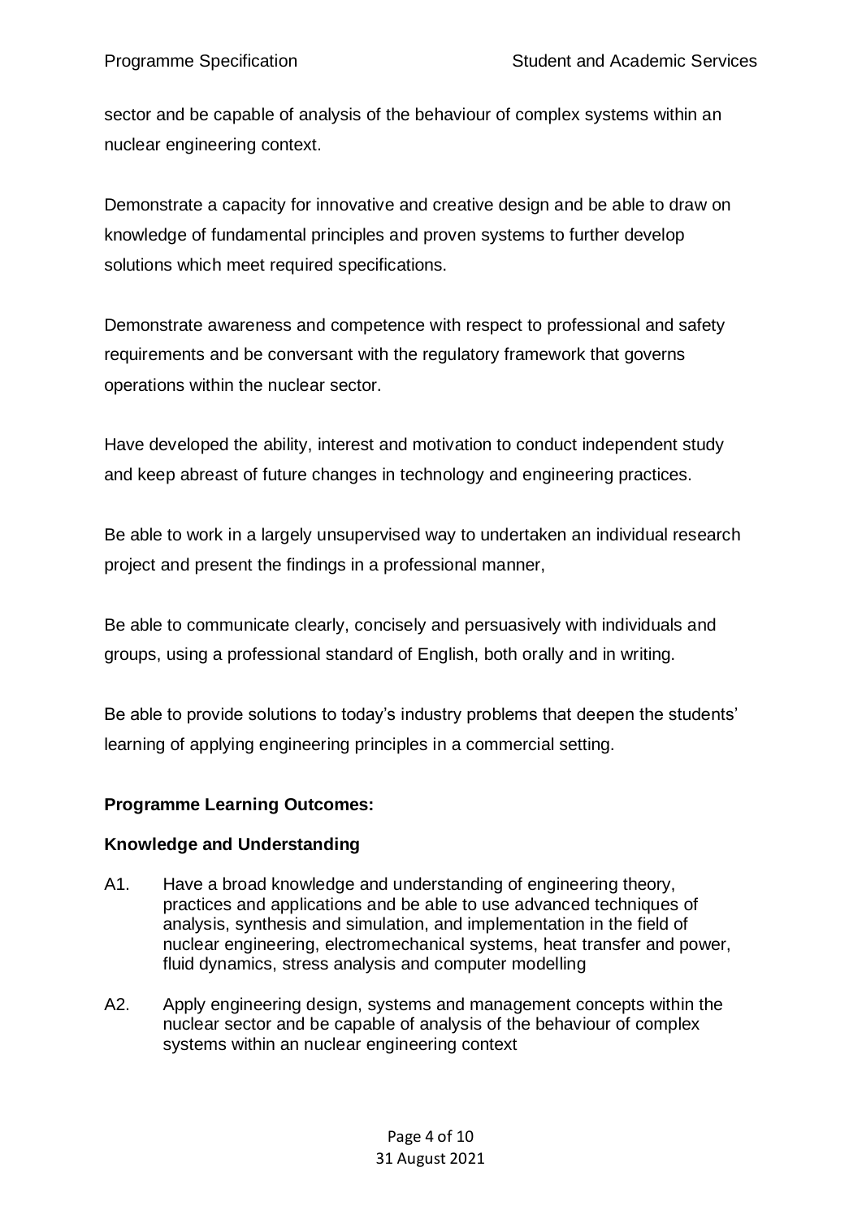sector and be capable of analysis of the behaviour of complex systems within an nuclear engineering context.

Demonstrate a capacity for innovative and creative design and be able to draw on knowledge of fundamental principles and proven systems to further develop solutions which meet required specifications.

Demonstrate awareness and competence with respect to professional and safety requirements and be conversant with the regulatory framework that governs operations within the nuclear sector.

Have developed the ability, interest and motivation to conduct independent study and keep abreast of future changes in technology and engineering practices.

Be able to work in a largely unsupervised way to undertaken an individual research project and present the findings in a professional manner,

Be able to communicate clearly, concisely and persuasively with individuals and groups, using a professional standard of English, both orally and in writing.

Be able to provide solutions to today's industry problems that deepen the students' learning of applying engineering principles in a commercial setting.

**Programme Learning Outcomes:**

**Knowledge and Understanding**

A1. Have a broad knowledge and understanding of engineering theory, practices and applications and be able to use advanced techniques of analysis, synthesis and simulation, and implementation in the field of nuclear engineering, electromechanical systems, heat transfer and power, fluid dynamics, stress analysis and computer modelling

A2. Apply engineering design, systems and management concepts within the nuclear sector and be capable of analysis of the behaviour of complex systems within an nuclear engineering context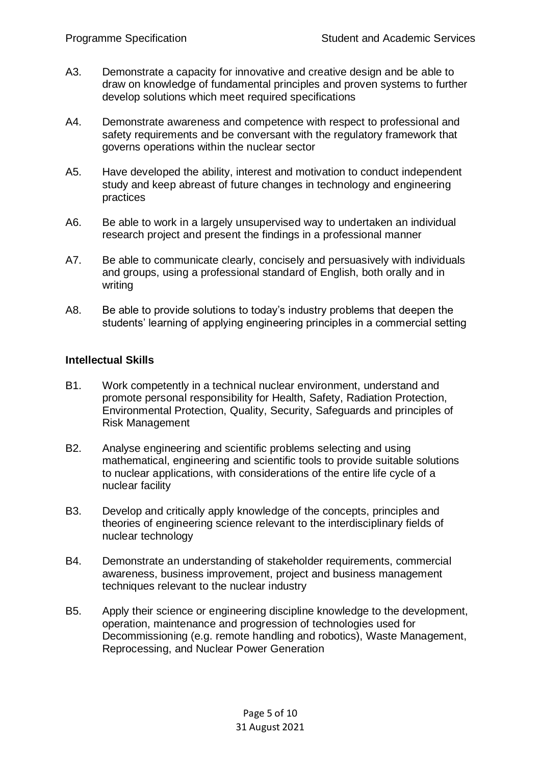A3. Demonstrate a capacity for innovative and creative design and be able to draw on knowledge of fundamental principles and proven systems to further develop solutions which meet required specifications

A4. Demonstrate awareness and competence with respect to professional and safety requirements and be conversant with the regulatory framework that governs operations within the nuclear sector

A5. Have developed the ability, interest and motivation to conduct independent study and keep abreast of future changes in technology and engineering practices

A6. Be able to work in a largely unsupervised way to undertaken an individual research project and present the findings in a professional manner

A7. Be able to communicate clearly, concisely and persuasively with individuals and groups, using a professional standard of English, both orally and in writing

A8. Be able to provide solutions to today's industry problems that deepen the students' learning of applying engineering principles in a commercial setting

**Intellectual Skills**

B1. Work competently in a technical nuclear environment, understand and promote personal responsibility for Health, Safety, Radiation Protection, Environmental Protection, Quality, Security, Safeguards and principles of Risk Management

B2. Analyse engineering and scientific problems selecting and using mathematical, engineering and scientific tools to provide suitable solutions to nuclear applications, with considerations of the entire life cycle of a nuclear facility

B3. Develop and critically apply knowledge of the concepts, principles and theories of engineering science relevant to the interdisciplinary fields of nuclear technology

B4. Demonstrate an understanding of stakeholder requirements, commercial awareness, business improvement, project and business management techniques relevant to the nuclear industry

B5. Apply their science or engineering discipline knowledge to the development, operation, maintenance and progression of technologies used for Decommissioning (e.g. remote handling and robotics), Waste Management, Reprocessing, and Nuclear Power Generation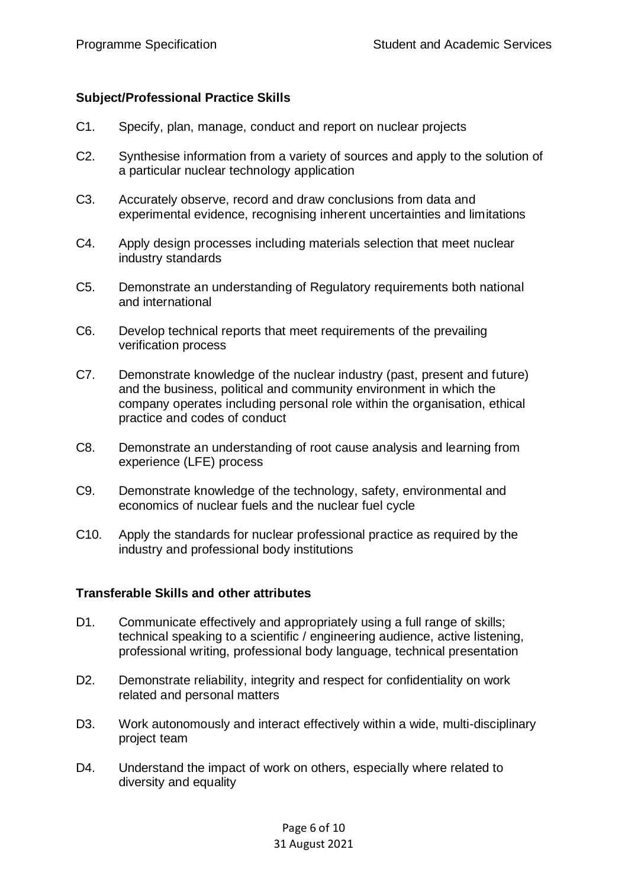**Subject/Professional Practice Skills**

C1. Specify, plan, manage, conduct and report on nuclear projects

C2. Synthesise information from a variety of sources and apply to the solution of a particular nuclear technology application

C3. Accurately observe, record and draw conclusions from data and experimental evidence, recognising inherent uncertainties and limitations

C4. Apply design processes including materials selection that meet nuclear industry standards

C5. Demonstrate an understanding of Regulatory requirements both national and international

C6. Develop technical reports that meet requirements of the prevailing verification process

C7. Demonstrate knowledge of the nuclear industry (past, present and future) and the business, political and community environment in which the company operates including personal role within the organisation, ethical practice and codes of conduct

C8. Demonstrate an understanding of root cause analysis and learning from experience (LFE) process

C9. Demonstrate knowledge of the technology, safety, environmental and economics of nuclear fuels and the nuclear fuel cycle

C10. Apply the standards for nuclear professional practice as required by the industry and professional body institutions

**Transferable Skills and other attributes**

D1. Communicate effectively and appropriately using a full range of skills; technical speaking to a scientific / engineering audience, active listening, professional writing, professional body language, technical presentation

D2. Demonstrate reliability, integrity and respect for confidentiality on work related and personal matters

D3. Work autonomously and interact effectively within a wide, multi-disciplinary project team

D4. Understand the impact of work on others, especially where related to diversity and equality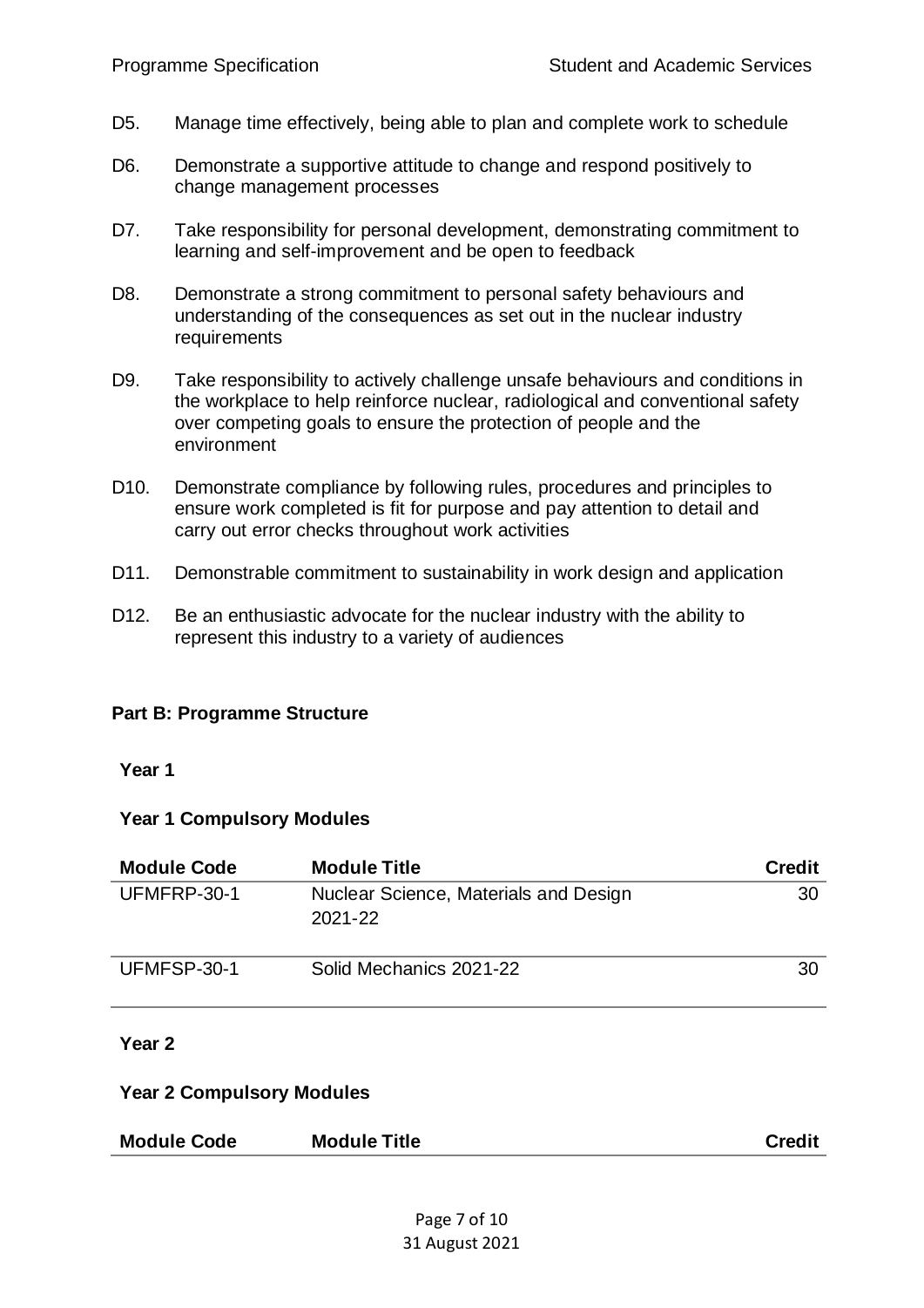D5. Manage time effectively, being able to plan and complete work to schedule

D6. Demonstrate a supportive attitude to change and respond positively to change management processes

D7. Take responsibility for personal development, demonstrating commitment to learning and self-improvement and be open to feedback

D8. Demonstrate a strong commitment to personal safety behaviours and understanding of the consequences as set out in the nuclear industry requirements

D9. Take responsibility to actively challenge unsafe behaviours and conditions in the workplace to help reinforce nuclear, radiological and conventional safety over competing goals to ensure the protection of people and the environment

D10. Demonstrate compliance by following rules, procedures and principles to ensure work completed is fit for purpose and pay attention to detail and carry out error checks throughout work activities

D11. Demonstrable commitment to sustainability in work design and application

D12. Be an enthusiastic advocate for the nuclear industry with the ability to represent this industry to a variety of audiences

## Part B: Programme Structure

### Year 1

#### Year 1 Compulsory Modules

| Module Code | Module Title | Credit |
|---|---|---|
| UFMFRP-30-1 | Nuclear Science, Materials and Design 2021-22 | 30 |
| UFMFSP-30-1 | Solid Mechanics 2021-22 | 30 |

### Year 2

#### Year 2 Compulsory Modules

| Module Code | Module Title | Credit |
|---|---|---|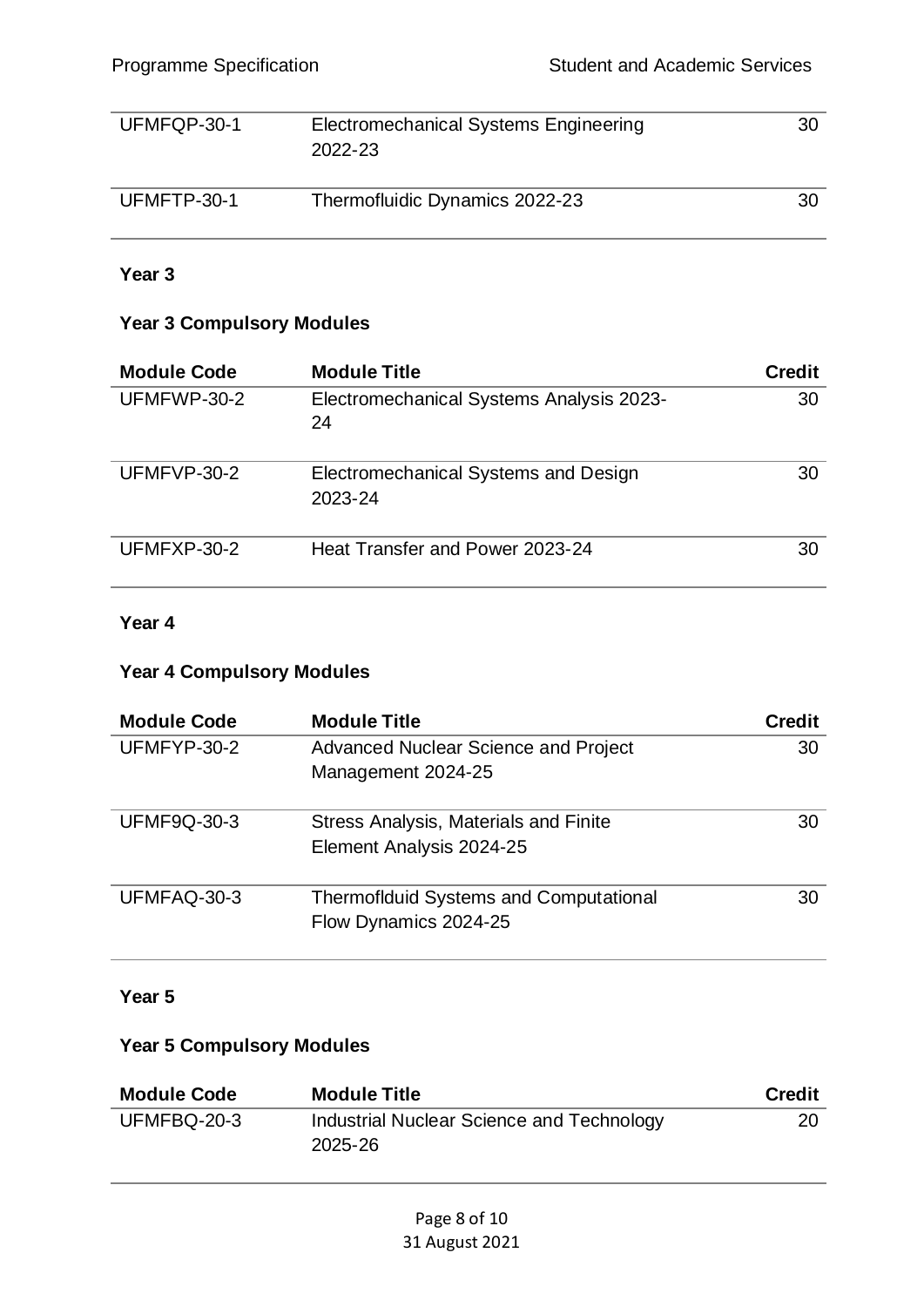| | | |
|---|---|---|
| UFMFQP-30-1 | Electromechanical Systems Engineering 2022-23 | 30 |
| UFMFTP-30-1 | Thermofluidic Dynamics 2022-23 | 30 |

**Year 3**

**Year 3 Compulsory Modules**

| **Module Code** | **Module Title** | **Credit** |
|---|---|---|
| UFMFWP-30-2 | Electromechanical Systems Analysis 2023-24 | 30 |
| UFMFVP-30-2 | Electromechanical Systems and Design 2023-24 | 30 |
| UFMFXP-30-2 | Heat Transfer and Power 2023-24 | 30 |

**Year 4**

**Year 4 Compulsory Modules**

| **Module Code** | **Module Title** | **Credit** |
|---|---|---|
| UFMFYP-30-2 | Advanced Nuclear Science and Project Management 2024-25 | 30 |
| UFMF9Q-30-3 | Stress Analysis, Materials and Finite Element Analysis 2024-25 | 30 |
| UFMFAQ-30-3 | Thermoflduid Systems and Computational Flow Dynamics 2024-25 | 30 |

**Year 5**

**Year 5 Compulsory Modules**

| **Module Code** | **Module Title** | **Credit** |
|---|---|---|
| UFMFBQ-20-3 | Industrial Nuclear Science and Technology 2025-26 | 20 |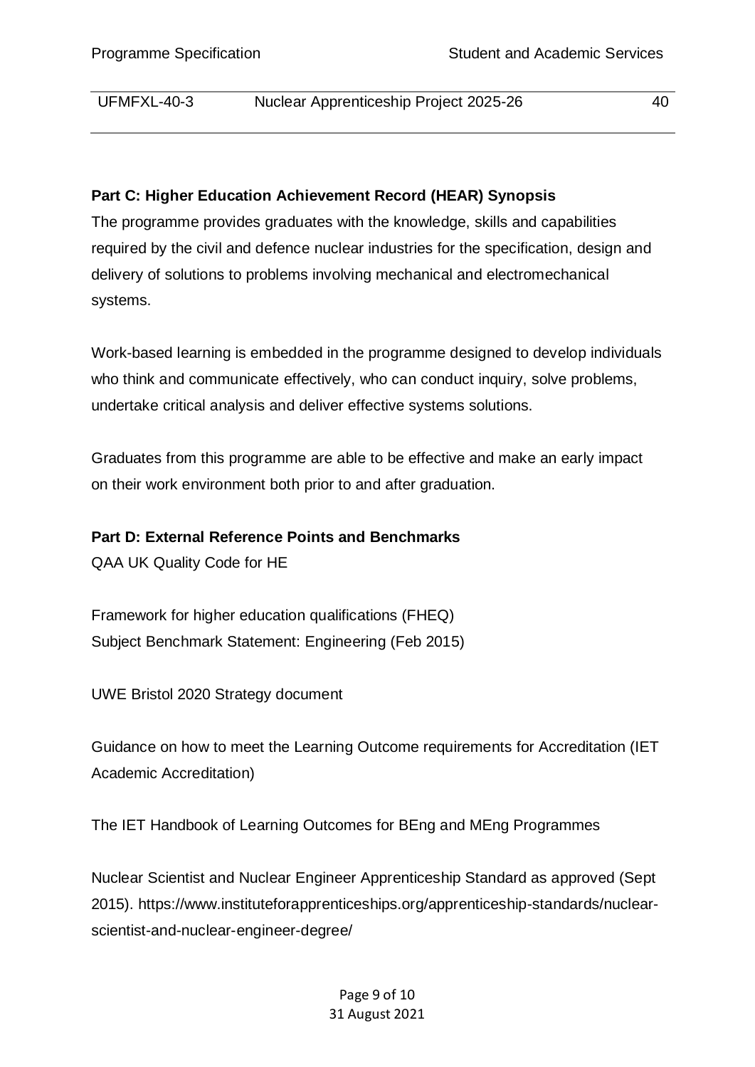| UFMFXL-40-3 | Nuclear Apprenticeship Project 2025-26 | 40 |
|---|---|---|

**Part C: Higher Education Achievement Record (HEAR) Synopsis**

The programme provides graduates with the knowledge, skills and capabilities required by the civil and defence nuclear industries for the specification, design and delivery of solutions to problems involving mechanical and electromechanical systems.

Work-based learning is embedded in the programme designed to develop individuals who think and communicate effectively, who can conduct inquiry, solve problems, undertake critical analysis and deliver effective systems solutions.

Graduates from this programme are able to be effective and make an early impact on their work environment both prior to and after graduation.

**Part D: External Reference Points and Benchmarks**

QAA UK Quality Code for HE

Framework for higher education qualifications (FHEQ)
Subject Benchmark Statement: Engineering (Feb 2015)

UWE Bristol 2020 Strategy document

Guidance on how to meet the Learning Outcome requirements for Accreditation (IET Academic Accreditation)

The IET Handbook of Learning Outcomes for BEng and MEng Programmes

Nuclear Scientist and Nuclear Engineer Apprenticeship Standard as approved (Sept 2015). https://www.instituteforapprenticeships.org/apprenticeship-standards/nuclear-scientist-and-nuclear-engineer-degree/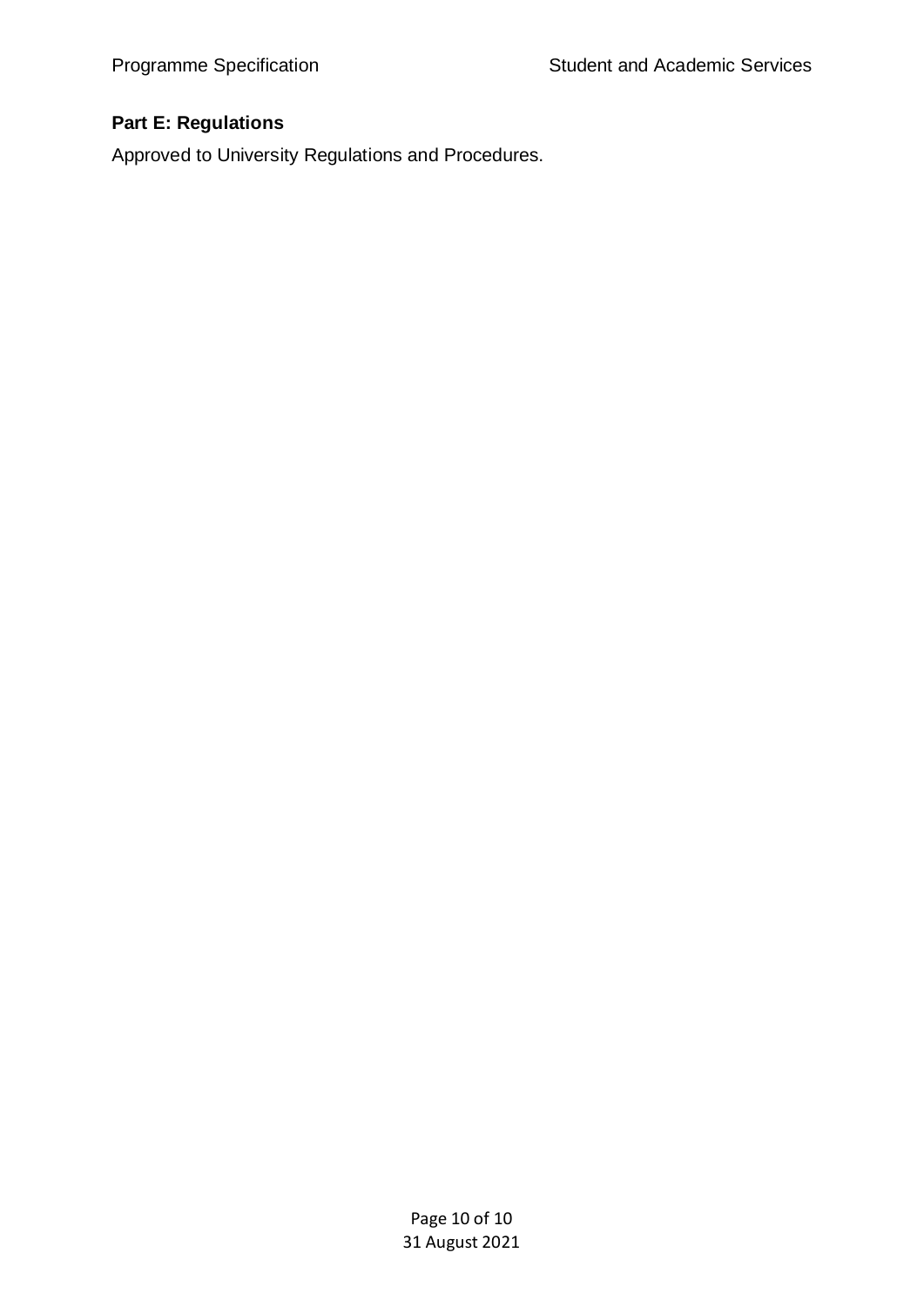**Part E: Regulations**

Approved to University Regulations and Procedures.